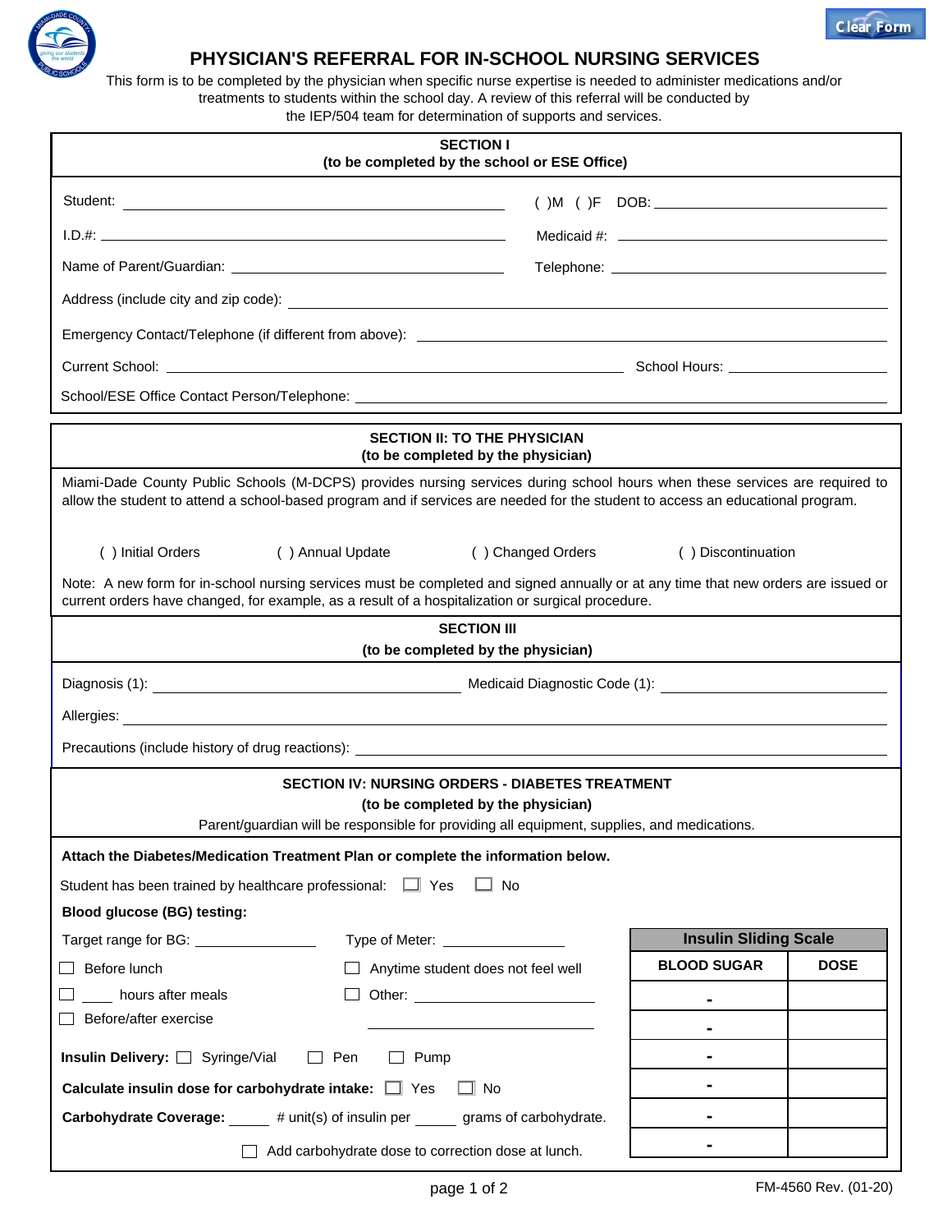# PHYSICIAN'S REFERRAL FOR IN-SCHOOL NURSING SERVICES

This form is to be completed by the physician when specific nurse expertise is needed to administer medications and/or treatments to students within the school day. A review of this referral will be conducted by the IEP/504 team for determination of supports and services.

## SECTION I
**(to be completed by the school or ESE Office)**

Student: ____________________ ( )M ( )F DOB: ____________

I.D.#: ____________________ Medicaid #: ____________

Name of Parent/Guardian: ____________________ Telephone: ____________

Address (include city and zip code): ____________________

Emergency Contact/Telephone (if different from above): ____________________

Current School: ____________________ School Hours: ____________

School/ESE Office Contact Person/Telephone: ____________________

## SECTION II: TO THE PHYSICIAN
**(to be completed by the physician)**

Miami-Dade County Public Schools (M-DCPS) provides nursing services during school hours when these services are required to allow the student to attend a school-based program and if services are needed for the student to access an educational program.

( ) Initial Orders ( ) Annual Update ( ) Changed Orders ( ) Discontinuation

Note: A new form for in-school nursing services must be completed and signed annually or at any time that new orders are issued or current orders have changed, for example, as a result of a hospitalization or surgical procedure.

## SECTION III
**(to be completed by the physician)**

Diagnosis (1): ____________________ Medicaid Diagnostic Code (1): ____________

Allergies: ____________________

Precautions (include history of drug reactions): ____________________

## SECTION IV: NURSING ORDERS - DIABETES TREATMENT
**(to be completed by the physician)**

Parent/guardian will be responsible for providing all equipment, supplies, and medications.

**Attach the Diabetes/Medication Treatment Plan or complete the information below.**

Student has been trained by healthcare professional: ☐ Yes ☐ No

**Blood glucose (BG) testing:**

Target range for BG: ____________ Type of Meter: ____________

☐ Before lunch ☐ Anytime student does not feel well

☐ ____ hours after meals ☐ Other: ____________

☐ Before/after exercise ____________

**Insulin Delivery:** ☐ Syringe/Vial ☐ Pen ☐ Pump

**Calculate insulin dose for carbohydrate intake:** ☐ Yes ☐ No

**Carbohydrate Coverage:** ____ # unit(s) of insulin per ____ grams of carbohydrate.

☐ Add carbohydrate dose to correction dose at lunch.

| Insulin Sliding Scale | |
|---|---|
| **BLOOD SUGAR** | **DOSE** |
| - | |
| - | |
| - | |
| - | |
| - | |
| - | |

FM-4560 Rev. (01-20)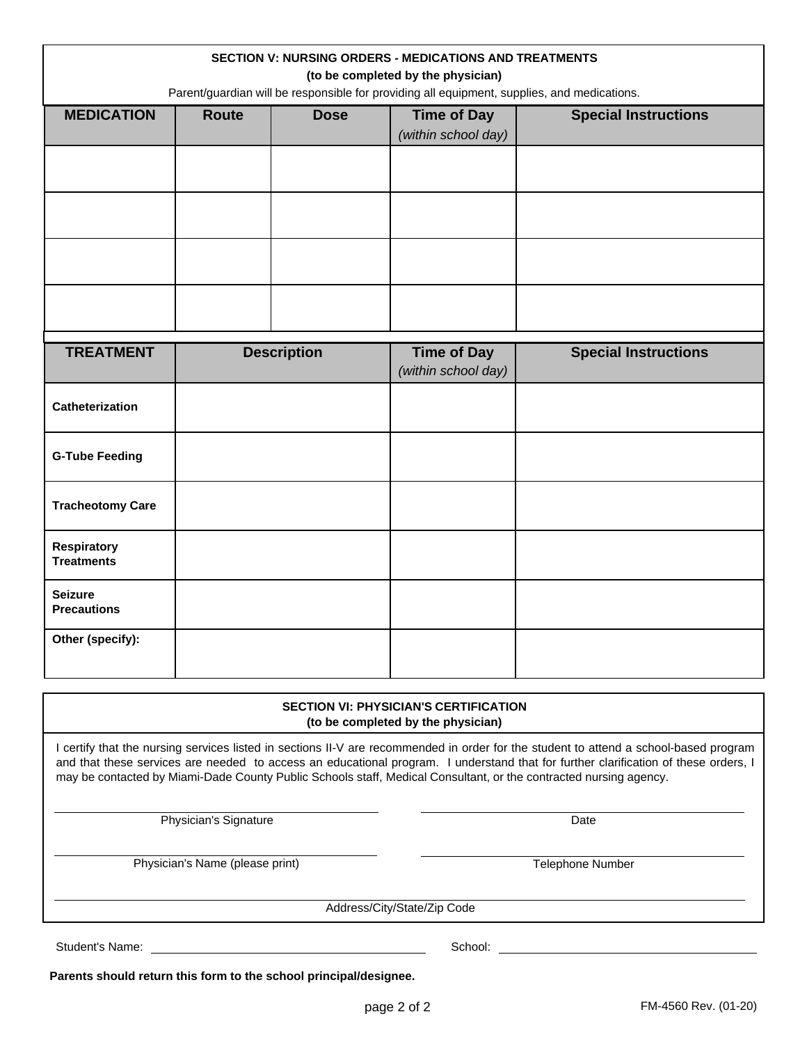## SECTION V: NURSING ORDERS - MEDICATIONS AND TREATMENTS

**(to be completed by the physician)**

Parent/guardian will be responsible for providing all equipment, supplies, and medications.

| MEDICATION | Route | Dose | Time of Day *(within school day)* | Special Instructions |
|---|---|---|---|---|
| | | | | |
| | | | | |
| | | | | |
| | | | | |

| TREATMENT | Description | Time of Day *(within school day)* | Special Instructions |
|---|---|---|---|
| **Catheterization** | | | |
| **G-Tube Feeding** | | | |
| **Tracheotomy Care** | | | |
| **Respiratory Treatments** | | | |
| **Seizure Precautions** | | | |
| **Other (specify):** | | | |

## SECTION VI: PHYSICIAN'S CERTIFICATION

**(to be completed by the physician)**

I certify that the nursing services listed in sections II-V are recommended in order for the student to attend a school-based program and that these services are needed to access an educational program. I understand that for further clarification of these orders, I may be contacted by Miami-Dade County Public Schools staff, Medical Consultant, or the contracted nursing agency.

Physician's Signature ____________________ Date ____________________

Physician's Name (please print) ____________________ Telephone Number ____________________

Address/City/State/Zip Code ____________________

Student's Name: ____________________ School: ____________________

**Parents should return this form to the school principal/designee.**

FM-4560 Rev. (01-20)